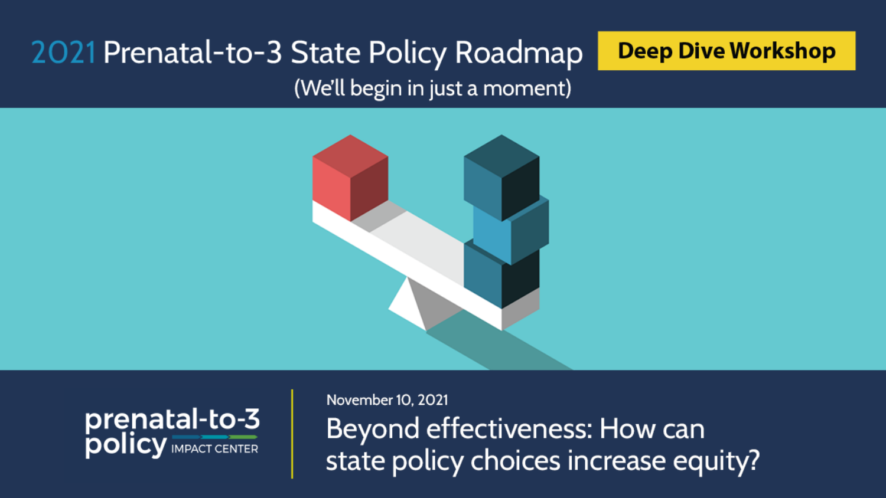# 2021 Prenatal-to-3 State Policy Roadmap

**Deep Dive Workshop**

(We'll begin in just a moment)

prenatal-to-3 policy IMPACT CENTER

November 10, 2021

## Beyond effectiveness: How can state policy choices increase equity?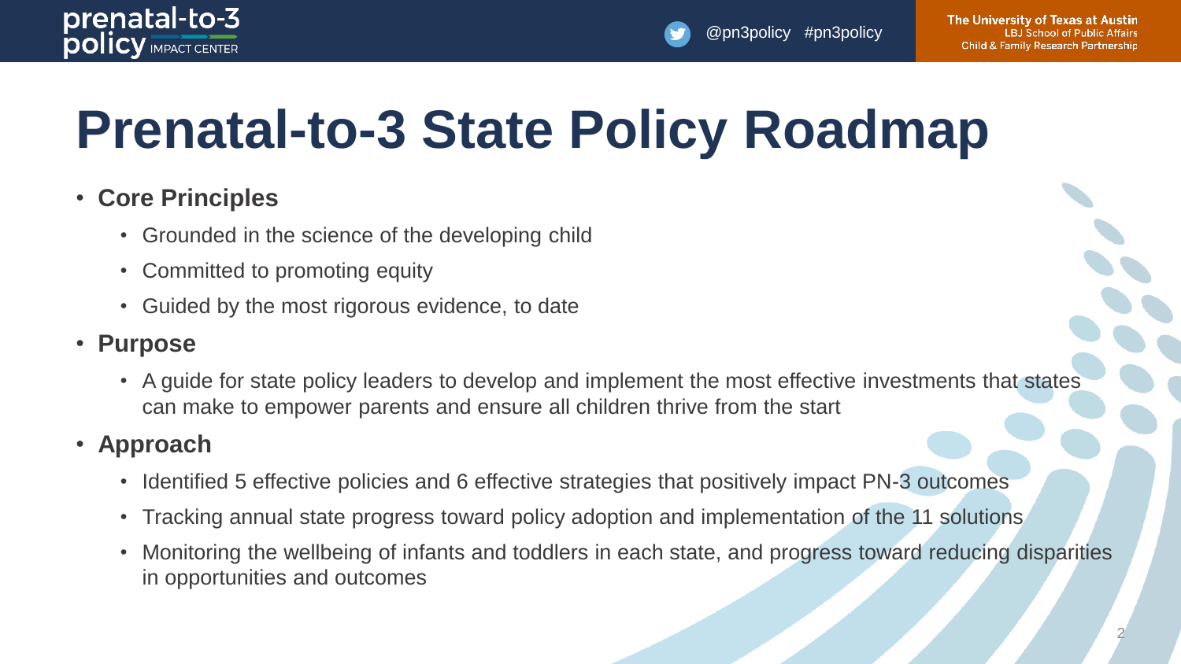# Prenatal-to-3 State Policy Roadmap

- **Core Principles**
  - Grounded in the science of the developing child
  - Committed to promoting equity
  - Guided by the most rigorous evidence, to date
- **Purpose**
  - A guide for state policy leaders to develop and implement the most effective investments that states can make to empower parents and ensure all children thrive from the start
- **Approach**
  - Identified 5 effective policies and 6 effective strategies that positively impact PN-3 outcomes
  - Tracking annual state progress toward policy adoption and implementation of the 11 solutions
  - Monitoring the wellbeing of infants and toddlers in each state, and progress toward reducing disparities in opportunities and outcomes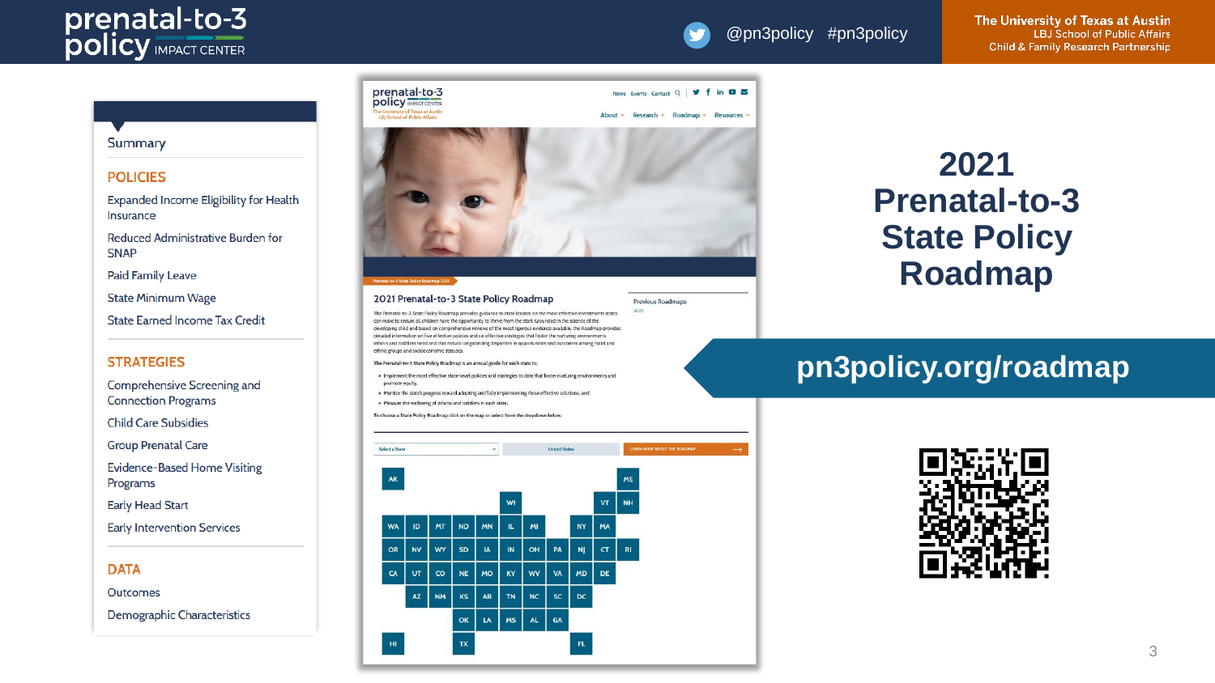# 2021 Prenatal-to-3 State Policy Roadmap

**pn3policy.org/roadmap**

Summary

## POLICIES

- Expanded Income Eligibility for Health Insurance
- Reduced Administrative Burden for SNAP
- Paid Family Leave
- State Minimum Wage
- State Earned Income Tax Credit

## STRATEGIES

- Comprehensive Screening and Connection Programs
- Child Care Subsidies
- Group Prenatal Care
- Evidence-Based Home Visiting Programs
- Early Head Start
- Early Intervention Services

## DATA

- Outcomes
- Demographic Characteristics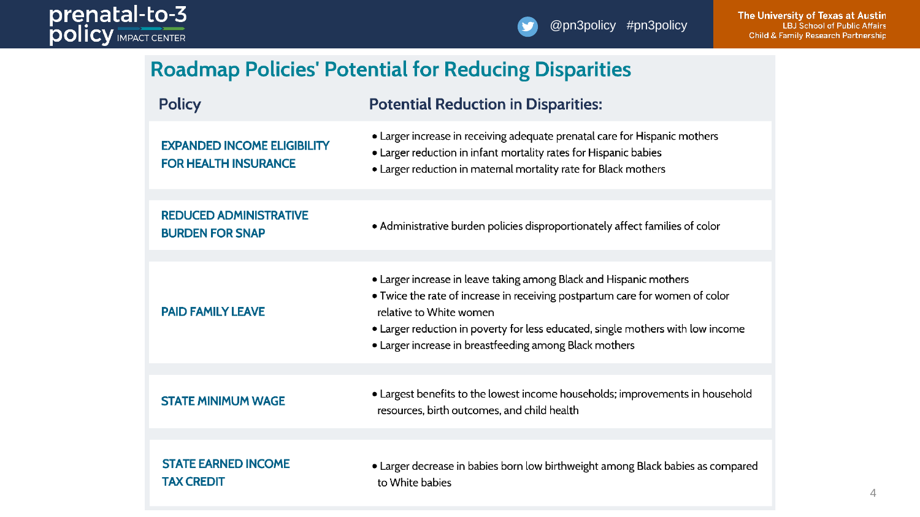## Roadmap Policies' Potential for Reducing Disparities

| Policy | Potential Reduction in Disparities: |
| --- | --- |
| **EXPANDED INCOME ELIGIBILITY FOR HEALTH INSURANCE** | • Larger increase in receiving adequate prenatal care for Hispanic mothers<br>• Larger reduction in infant mortality rates for Hispanic babies<br>• Larger reduction in maternal mortality rate for Black mothers |
| **REDUCED ADMINISTRATIVE BURDEN FOR SNAP** | • Administrative burden policies disproportionately affect families of color |
| **PAID FAMILY LEAVE** | • Larger increase in leave taking among Black and Hispanic mothers<br>• Twice the rate of increase in receiving postpartum care for women of color relative to White women<br>• Larger reduction in poverty for less educated, single mothers with low income<br>• Larger increase in breastfeeding among Black mothers |
| **STATE MINIMUM WAGE** | • Largest benefits to the lowest income households; improvements in household resources, birth outcomes, and child health |
| **STATE EARNED INCOME TAX CREDIT** | • Larger decrease in babies born low birthweight among Black babies as compared to White babies |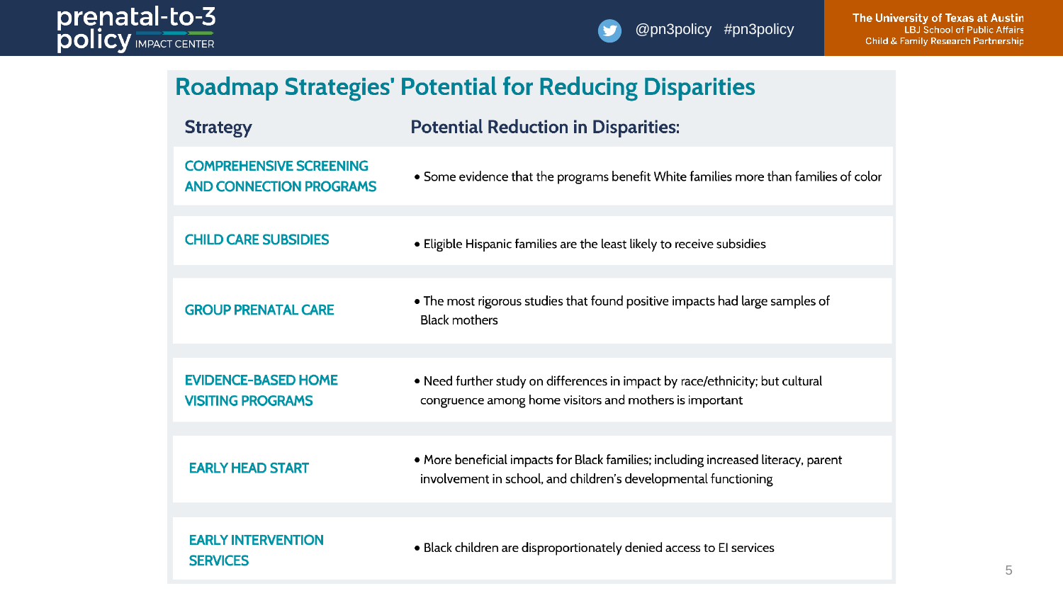## Roadmap Strategies' Potential for Reducing Disparities

| Strategy | Potential Reduction in Disparities: |
| --- | --- |
| COMPREHENSIVE SCREENING AND CONNECTION PROGRAMS | • Some evidence that the programs benefit White families more than families of color |
| CHILD CARE SUBSIDIES | • Eligible Hispanic families are the least likely to receive subsidies |
| GROUP PRENATAL CARE | • The most rigorous studies that found positive impacts had large samples of Black mothers |
| EVIDENCE-BASED HOME VISITING PROGRAMS | • Need further study on differences in impact by race/ethnicity; but cultural congruence among home visitors and mothers is important |
| EARLY HEAD START | • More beneficial impacts for Black families; including increased literacy, parent involvement in school, and children's developmental functioning |
| EARLY INTERVENTION SERVICES | • Black children are disproportionately denied access to EI services |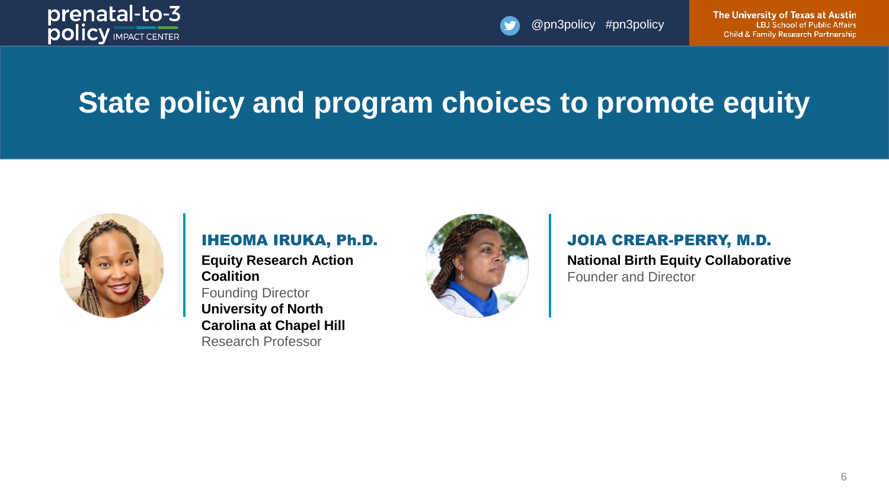# State policy and program choices to promote equity

**IHEOMA IRUKA, Ph.D.**

**Equity Research Action Coalition**
Founding Director
**University of North Carolina at Chapel Hill**
Research Professor

**JOIA CREAR-PERRY, M.D.**

**National Birth Equity Collaborative**
Founder and Director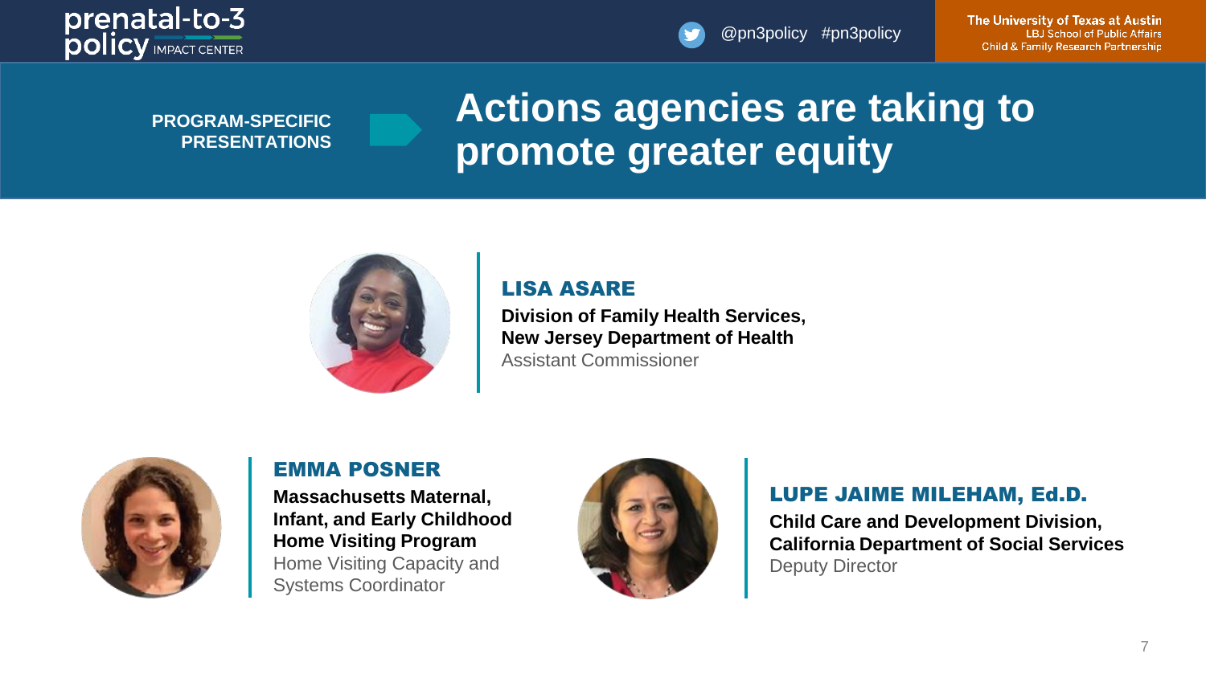PROGRAM-SPECIFIC PRESENTATIONS

# Actions agencies are taking to promote greater equity

### LISA ASARE

**Division of Family Health Services, New Jersey Department of Health**
Assistant Commissioner

### EMMA POSNER

**Massachusetts Maternal, Infant, and Early Childhood Home Visiting Program**
Home Visiting Capacity and Systems Coordinator

### LUPE JAIME MILEHAM, Ed.D.

**Child Care and Development Division, California Department of Social Services**
Deputy Director